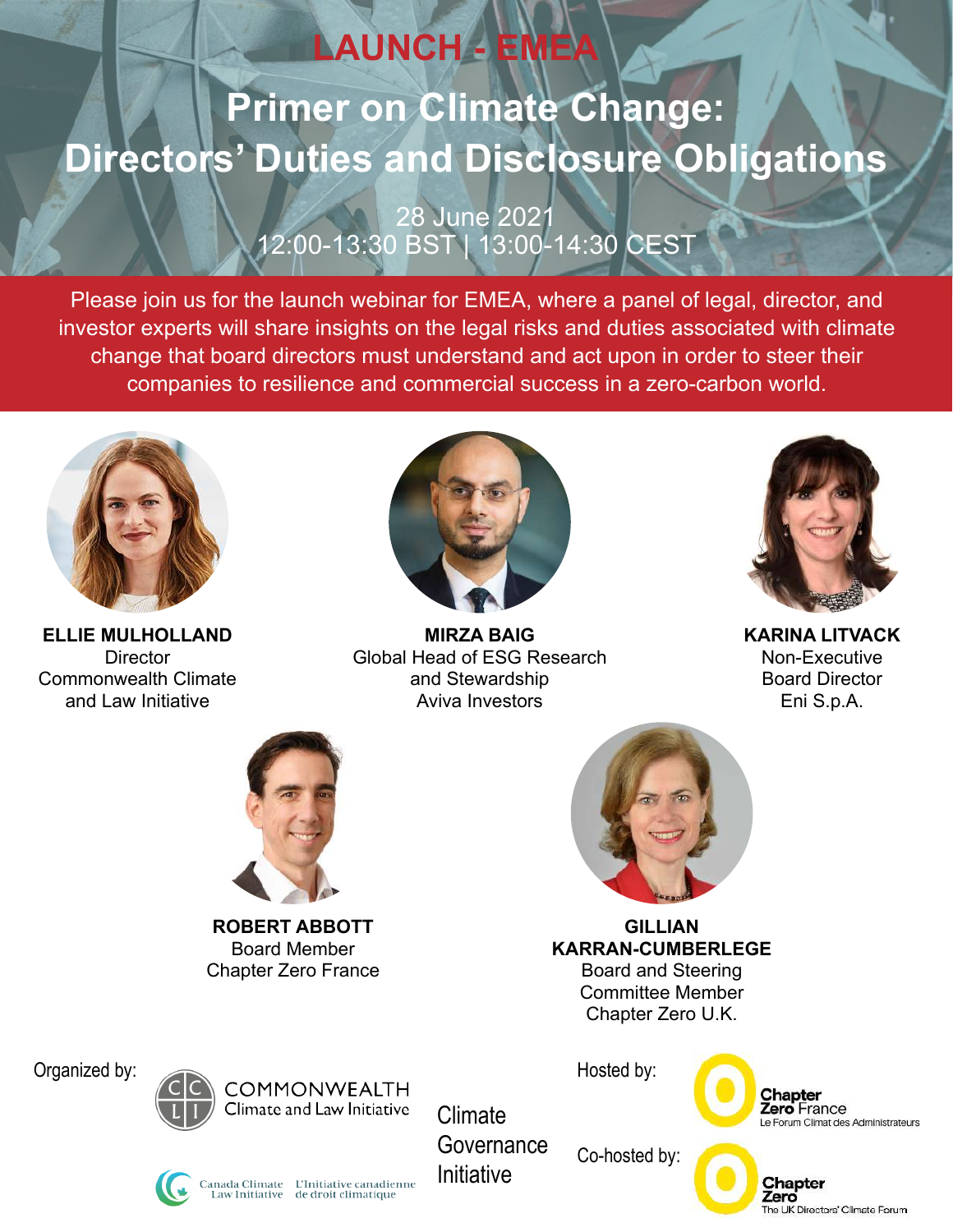LAUNCH - EMEA

# Primer on Climate Change: Directors' Duties and Disclosure Obligations

28 June 2021
12:00-13:30 BST | 13:00-14:30 CEST

Please join us for the launch webinar for EMEA, where a panel of legal, director, and investor experts will share insights on the legal risks and duties associated with climate change that board directors must understand and act upon in order to steer their companies to resilience and commercial success in a zero-carbon world.

**ELLIE MULHOLLAND**
Director
Commonwealth Climate and Law Initiative

**MIRZA BAIG**
Global Head of ESG Research and Stewardship
Aviva Investors

**KARINA LITVACK**
Non-Executive Board Director
Eni S.p.A.

**ROBERT ABBOTT**
Board Member
Chapter Zero France

**GILLIAN KARRAN-CUMBERLEGE**
Board and Steering Committee Member
Chapter Zero U.K.

Organized by:

COMMONWEALTH Climate and Law Initiative

Canada Climate Law Initiative | L'Initiative canadienne de droit climatique

Climate Governance Initiative

Hosted by:

Chapter Zero France – Le Forum Climat des Administrateurs

Co-hosted by:

Chapter Zero – The UK Directors' Climate Forum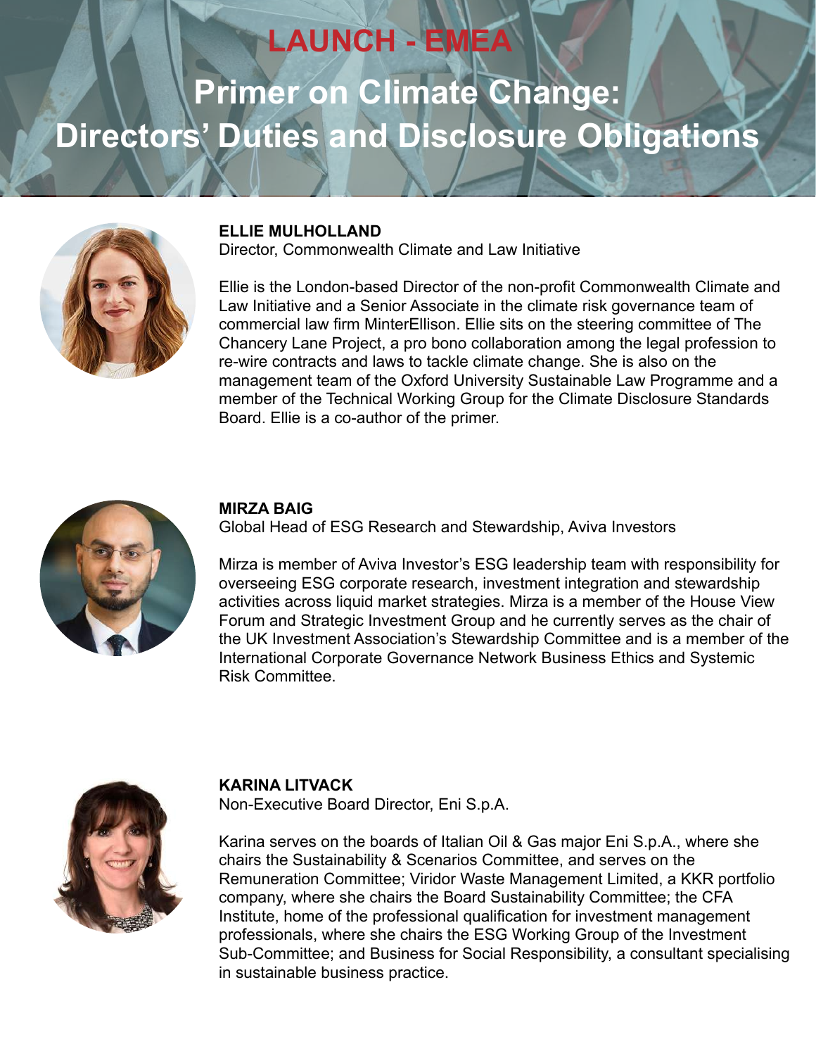# LAUNCH - EMEA

# Primer on Climate Change: Directors' Duties and Disclosure Obligations

**ELLIE MULHOLLAND**
Director, Commonwealth Climate and Law Initiative

Ellie is the London-based Director of the non-profit Commonwealth Climate and Law Initiative and a Senior Associate in the climate risk governance team of commercial law firm MinterEllison. Ellie sits on the steering committee of The Chancery Lane Project, a pro bono collaboration among the legal profession to re-wire contracts and laws to tackle climate change. She is also on the management team of the Oxford University Sustainable Law Programme and a member of the Technical Working Group for the Climate Disclosure Standards Board. Ellie is a co-author of the primer.

**MIRZA BAIG**
Global Head of ESG Research and Stewardship, Aviva Investors

Mirza is member of Aviva Investor's ESG leadership team with responsibility for overseeing ESG corporate research, investment integration and stewardship activities across liquid market strategies. Mirza is a member of the House View Forum and Strategic Investment Group and he currently serves as the chair of the UK Investment Association's Stewardship Committee and is a member of the International Corporate Governance Network Business Ethics and Systemic Risk Committee.

**KARINA LITVACK**
Non-Executive Board Director, Eni S.p.A.

Karina serves on the boards of Italian Oil & Gas major Eni S.p.A., where she chairs the Sustainability & Scenarios Committee, and serves on the Remuneration Committee; Viridor Waste Management Limited, a KKR portfolio company, where she chairs the Board Sustainability Committee; the CFA Institute, home of the professional qualification for investment management professionals, where she chairs the ESG Working Group of the Investment Sub-Committee; and Business for Social Responsibility, a consultant specialising in sustainable business practice.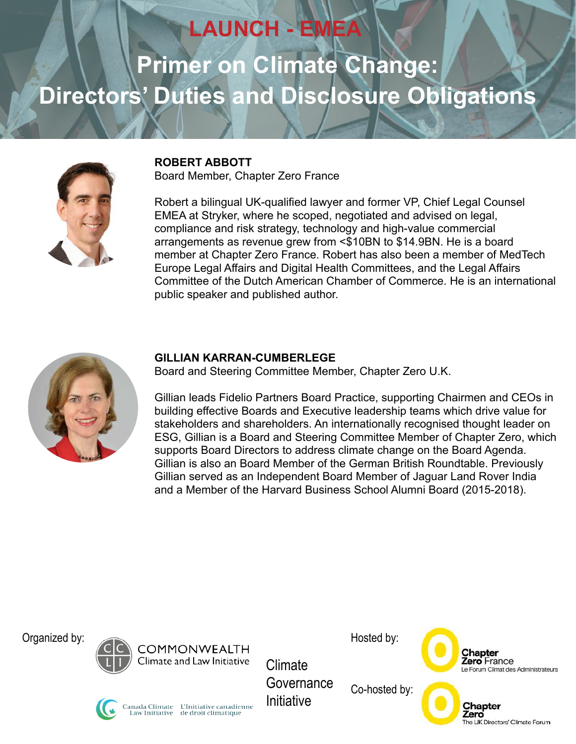# LAUNCH - EMEA

## Primer on Climate Change: Directors' Duties and Disclosure Obligations

**ROBERT ABBOTT**
Board Member, Chapter Zero France

Robert a bilingual UK-qualified lawyer and former VP, Chief Legal Counsel EMEA at Stryker, where he scoped, negotiated and advised on legal, compliance and risk strategy, technology and high-value commercial arrangements as revenue grew from <$10BN to $14.9BN. He is a board member at Chapter Zero France. Robert has also been a member of MedTech Europe Legal Affairs and Digital Health Committees, and the Legal Affairs Committee of the Dutch American Chamber of Commerce. He is an international public speaker and published author.

**GILLIAN KARRAN-CUMBERLEGE**
Board and Steering Committee Member, Chapter Zero U.K.

Gillian leads Fidelio Partners Board Practice, supporting Chairmen and CEOs in building effective Boards and Executive leadership teams which drive value for stakeholders and shareholders. An internationally recognised thought leader on ESG, Gillian is a Board and Steering Committee Member of Chapter Zero, which supports Board Directors to address climate change on the Board Agenda. Gillian is also an Board Member of the German British Roundtable. Previously Gillian served as an Independent Board Member of Jaguar Land Rover India and a Member of the Harvard Business School Alumni Board (2015-2018).

Organized by:

COMMONWEALTH Climate and Law Initiative

Canada Climate Law Initiative / L'Initiative canadienne de droit climatique

Climate Governance Initiative

Hosted by:

Chapter Zero France — Le Forum Climat des Administrateurs

Co-hosted by:

Chapter Zero — The UK Directors' Climate Forum